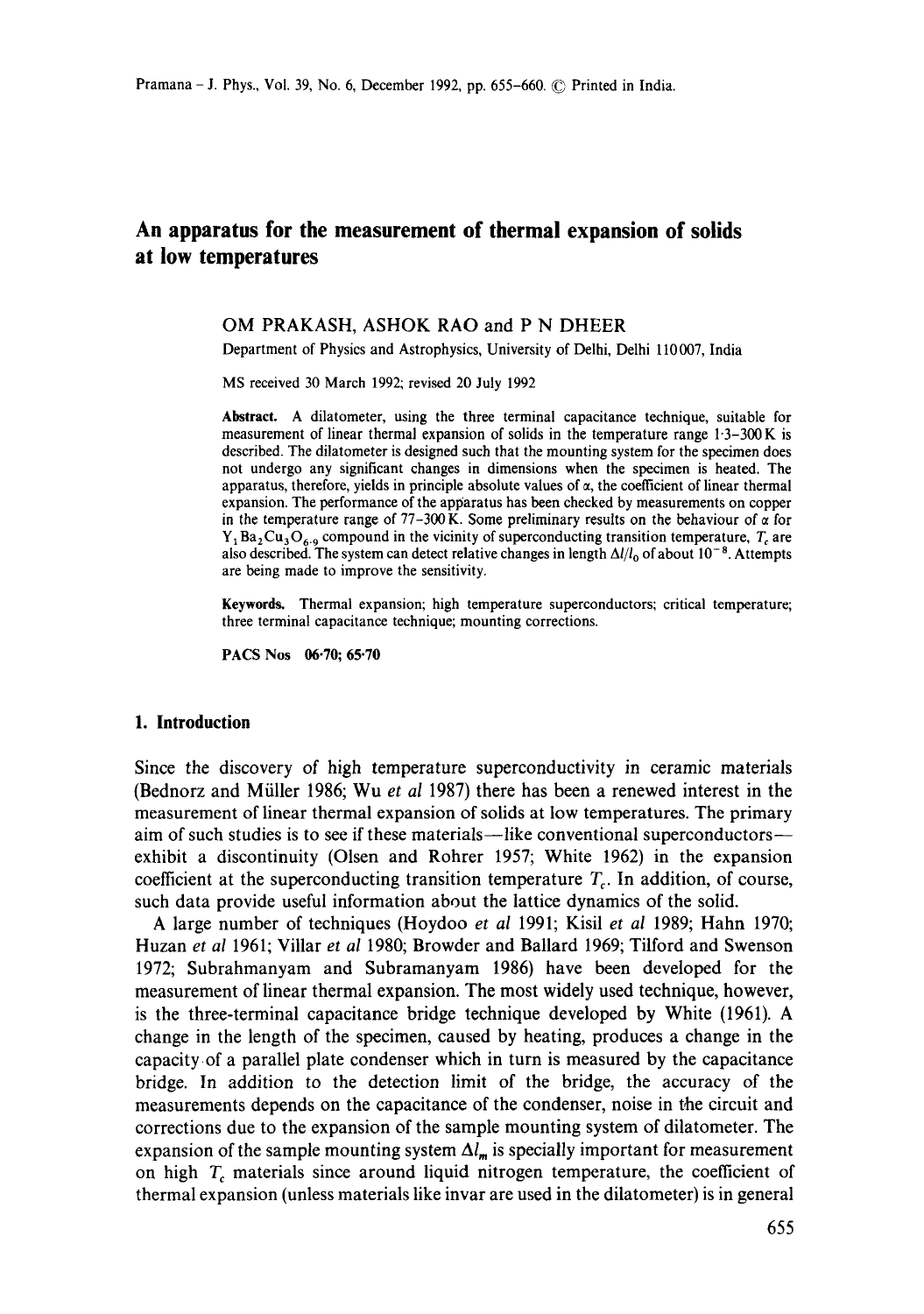# An apparatus for the measurement of thermal expansion of solids at low temperatures

OM PRAKASH, ASHOK RAO and P N DHEER

Department of Physics and Astrophysics, University of Delhi, Delhi 110007, India

MS received 30 March 1992; revised 20 July 1992

**Abstract.** A dilatometer, using the three terminal capacitance technique, suitable for measurement of linear thermal expansion of solids in the temperature range 1·3–300 K is described. The dilatometer is designed such that the mounting system for the specimen does not undergo any significant changes in dimensions when the specimen is heated. The apparatus, therefore, yields in principle absolute values of $\alpha$, the coefficient of linear thermal expansion. The performance of the apparatus has been checked by measurements on copper in the temperature range of 77–300 K. Some preliminary results on the behaviour of $\alpha$ for $Y_1Ba_2Cu_3O_{6\cdot 9}$ compound in the vicinity of superconducting transition temperature, $T_c$ are also described. The system can detect relative changes in length $\Delta l/l_0$ of about $10^{-8}$. Attempts are being made to improve the sensitivity.

**Keywords.** Thermal expansion; high temperature superconductors; critical temperature; three terminal capacitance technique; mounting corrections.

**PACS Nos** 06·70; 65·70

## 1. Introduction

Since the discovery of high temperature superconductivity in ceramic materials (Bednorz and Müller 1986; Wu *et al* 1987) there has been a renewed interest in the measurement of linear thermal expansion of solids at low temperatures. The primary aim of such studies is to see if these materials—like conventional superconductors—exhibit a discontinuity (Olsen and Rohrer 1957; White 1962) in the expansion coefficient at the superconducting transition temperature $T_c$. In addition, of course, such data provide useful information about the lattice dynamics of the solid.

A large number of techniques (Hoydoo *et al* 1991; Kisil *et al* 1989; Hahn 1970; Huzan *et al* 1961; Villar *et al* 1980; Browder and Ballard 1969; Tilford and Swenson 1972; Subrahmanyam and Subramanyam 1986) have been developed for the measurement of linear thermal expansion. The most widely used technique, however, is the three-terminal capacitance bridge technique developed by White (1961). A change in the length of the specimen, caused by heating, produces a change in the capacity of a parallel plate condenser which in turn is measured by the capacitance bridge. In addition to the detection limit of the bridge, the accuracy of the measurements depends on the capacitance of the condenser, noise in the circuit and corrections due to the expansion of the sample mounting system of dilatometer. The expansion of the sample mounting system $\Delta l_m$ is specially important for measurement on high $T_c$ materials since around liquid nitrogen temperature, the coefficient of thermal expansion (unless materials like invar are used in the dilatometer) is in general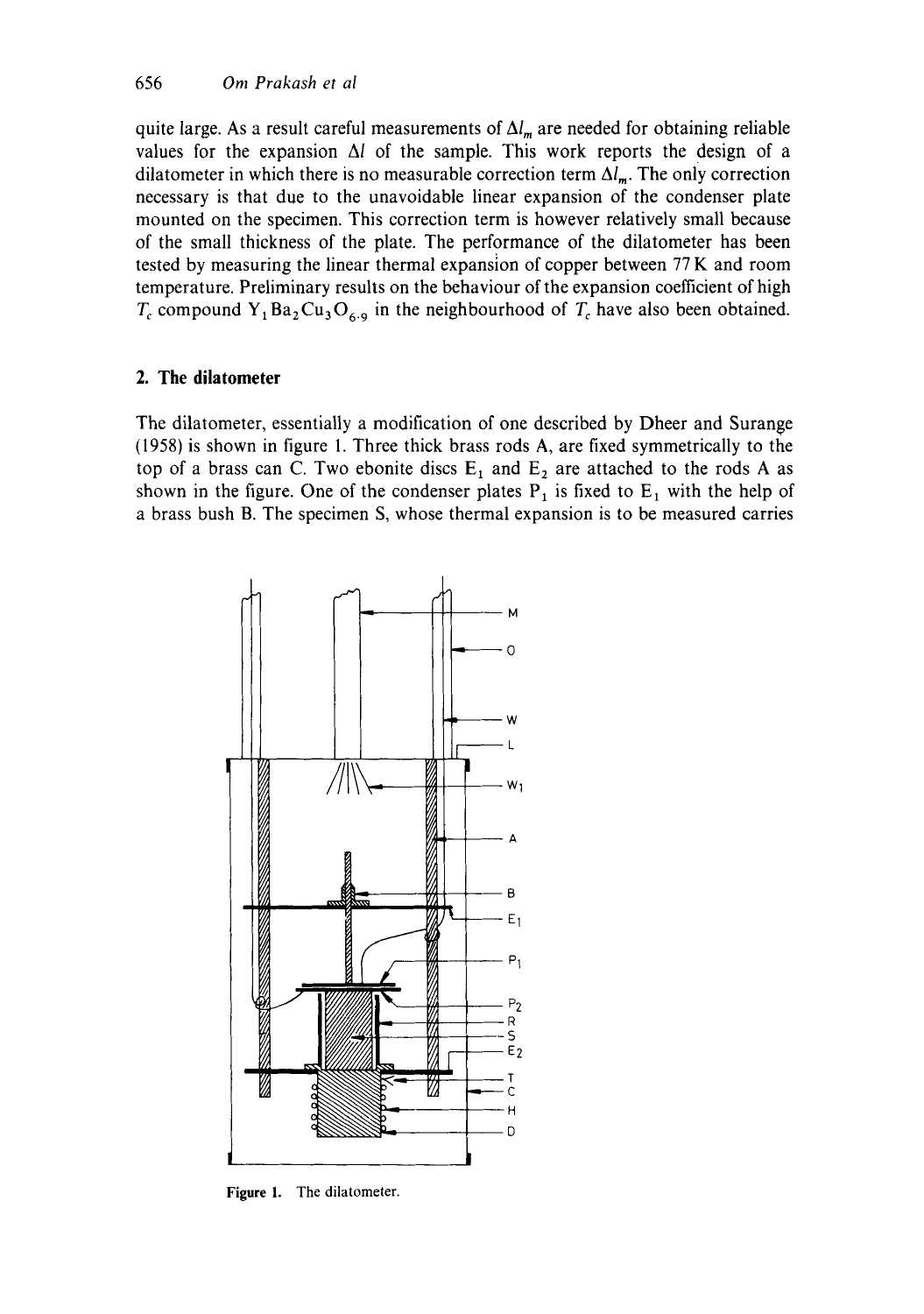quite large. As a result careful measurements of $\Delta l_m$ are needed for obtaining reliable values for the expansion $\Delta l$ of the sample. This work reports the design of a dilatometer in which there is no measurable correction term $\Delta l_m$. The only correction necessary is that due to the unavoidable linear expansion of the condenser plate mounted on the specimen. This correction term is however relatively small because of the small thickness of the plate. The performance of the dilatometer has been tested by measuring the linear thermal expansion of copper between 77 K and room temperature. Preliminary results on the behaviour of the expansion coefficient of high $T_c$ compound $Y_1Ba_2Cu_3O_{6.9}$ in the neighbourhood of $T_c$ have also been obtained.

## 2. The dilatometer

The dilatometer, essentially a modification of one described by Dheer and Surange (1958) is shown in figure 1. Three thick brass rods A, are fixed symmetrically to the top of a brass can C. Two ebonite discs $E_1$ and $E_2$ are attached to the rods A as shown in the figure. One of the condenser plates $P_1$ is fixed to $E_1$ with the help of a brass bush B. The specimen S, whose thermal expansion is to be measured carries

Figure 1. The dilatometer.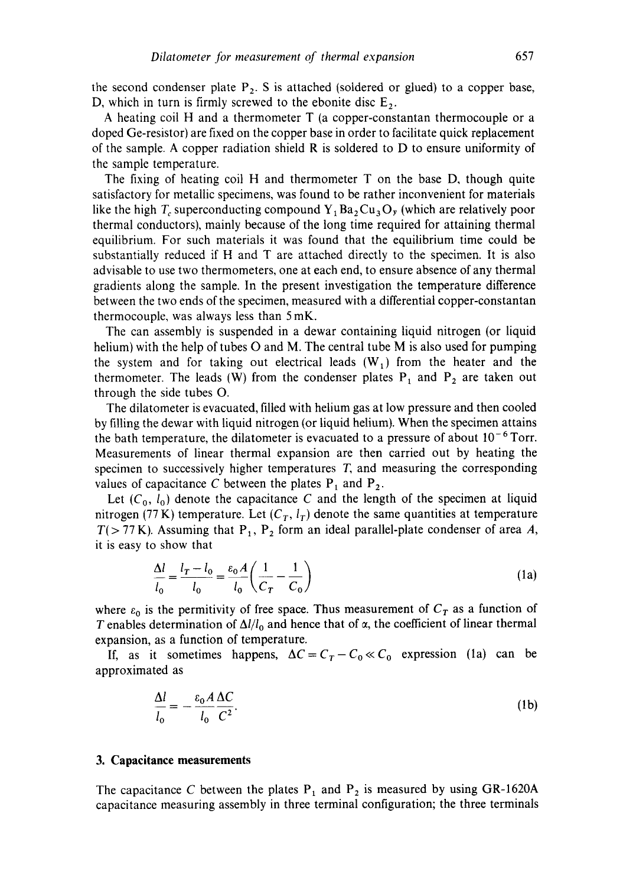the second condenser plate $P_2$. S is attached (soldered or glued) to a copper base, D, which in turn is firmly screwed to the ebonite disc $E_2$.

A heating coil H and a thermometer T (a copper-constantan thermocouple or a doped Ge-resistor) are fixed on the copper base in order to facilitate quick replacement of the sample. A copper radiation shield R is soldered to D to ensure uniformity of the sample temperature.

The fixing of heating coil H and thermometer T on the base D, though quite satisfactory for metallic specimens, was found to be rather inconvenient for materials like the high $T_c$ superconducting compound $Y_1Ba_2Cu_3O_y$ (which are relatively poor thermal conductors), mainly because of the long time required for attaining thermal equilibrium. For such materials it was found that the equilibrium time could be substantially reduced if H and T are attached directly to the specimen. It is also advisable to use two thermometers, one at each end, to ensure absence of any thermal gradients along the sample. In the present investigation the temperature difference between the two ends of the specimen, measured with a differential copper-constantan thermocouple, was always less than 5 mK.

The can assembly is suspended in a dewar containing liquid nitrogen (or liquid helium) with the help of tubes O and M. The central tube M is also used for pumping the system and for taking out electrical leads ($W_1$) from the heater and the thermometer. The leads (W) from the condenser plates $P_1$ and $P_2$ are taken out through the side tubes O.

The dilatometer is evacuated, filled with helium gas at low pressure and then cooled by filling the dewar with liquid nitrogen (or liquid helium). When the specimen attains the bath temperature, the dilatometer is evacuated to a pressure of about $10^{-6}$ Torr. Measurements of linear thermal expansion are then carried out by heating the specimen to successively higher temperatures $T$, and measuring the corresponding values of capacitance $C$ between the plates $P_1$ and $P_2$.

Let ($C_0$, $l_0$) denote the capacitance $C$ and the length of the specimen at liquid nitrogen (77 K) temperature. Let ($C_T$, $l_T$) denote the same quantities at temperature $T(> 77\,\text{K})$. Assuming that $P_1$, $P_2$ form an ideal parallel-plate condenser of area $A$, it is easy to show that

$$\frac{\Delta l}{l_0} = \frac{l_T - l_0}{l_0} = \frac{\varepsilon_0 A}{l_0}\left(\frac{1}{C_T} - \frac{1}{C_0}\right) \tag{1a}$$

where $\varepsilon_0$ is the permitivity of free space. Thus measurement of $C_T$ as a function of $T$ enables determination of $\Delta l/l_0$ and hence that of $\alpha$, the coefficient of linear thermal expansion, as a function of temperature.

If, as it sometimes happens, $\Delta C = C_T - C_0 \ll C_0$ expression (1a) can be approximated as

$$\frac{\Delta l}{l_0} = -\frac{\varepsilon_0 A}{l_0}\frac{\Delta C}{C^2}. \tag{1b}$$

### 3. Capacitance measurements

The capacitance $C$ between the plates $P_1$ and $P_2$ is measured by using GR-1620A capacitance measuring assembly in three terminal configuration; the three terminals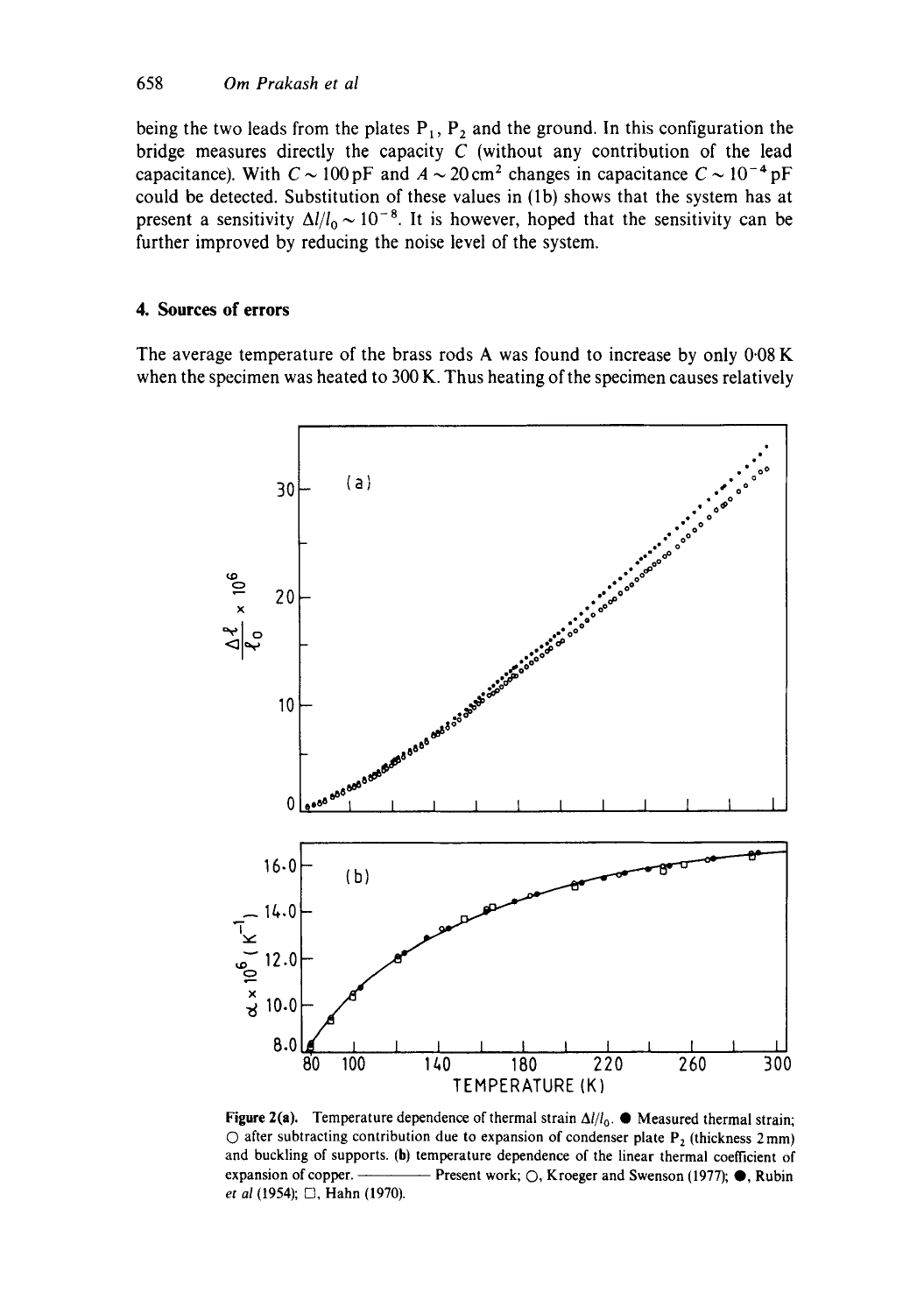being the two leads from the plates $P_1$, $P_2$ and the ground. In this configuration the bridge measures directly the capacity $C$ (without any contribution of the lead capacitance). With $C \sim 100\,\text{pF}$ and $A \sim 20\,\text{cm}^2$ changes in capacitance $C \sim 10^{-4}\,\text{pF}$ could be detected. Substitution of these values in (1b) shows that the system has at present a sensitivity $\Delta l/l_0 \sim 10^{-8}$. It is however, hoped that the sensitivity can be further improved by reducing the noise level of the system.

## 4. Sources of errors

The average temperature of the brass rods A was found to increase by only 0·08 K when the specimen was heated to 300 K. Thus heating of the specimen causes relatively

**Figure 2(a).** Temperature dependence of thermal strain $\Delta l/l_0$. ● Measured thermal strain; ○ after subtracting contribution due to expansion of condenser plate $P_2$ (thickness 2 mm) and buckling of supports. **(b)** temperature dependence of the linear thermal coefficient of expansion of copper. ——— Present work; ○, Kroeger and Swenson (1977); ●, Rubin *et al* (1954); □, Hahn (1970).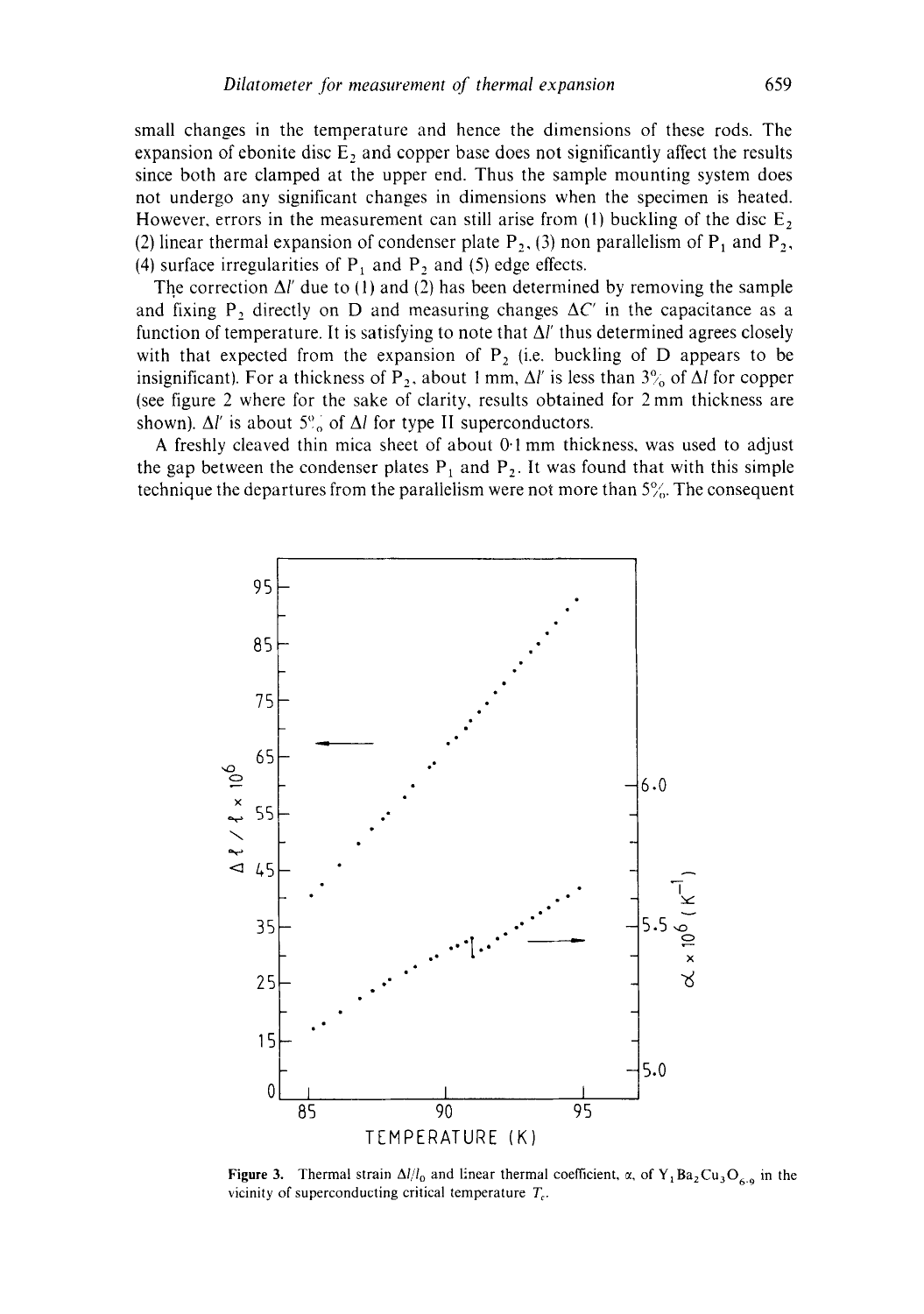small changes in the temperature and hence the dimensions of these rods. The expansion of ebonite disc $E_2$ and copper base does not significantly affect the results since both are clamped at the upper end. Thus the sample mounting system does not undergo any significant changes in dimensions when the specimen is heated. However, errors in the measurement can still arise from (1) buckling of the disc $E_2$ (2) linear thermal expansion of condenser plate $P_2$, (3) non parallelism of $P_1$ and $P_2$, (4) surface irregularities of $P_1$ and $P_2$ and (5) edge effects.

The correction $\Delta l'$ due to (1) and (2) has been determined by removing the sample and fixing $P_2$ directly on D and measuring changes $\Delta C'$ in the capacitance as a function of temperature. It is satisfying to note that $\Delta l'$ thus determined agrees closely with that expected from the expansion of $P_2$ (i.e. buckling of D appears to be insignificant). For a thickness of $P_2$, about 1 mm, $\Delta l'$ is less than 3% of $\Delta l$ for copper (see figure 2 where for the sake of clarity, results obtained for 2 mm thickness are shown). $\Delta l'$ is about 5% of $\Delta l$ for type II superconductors.

A freshly cleaved thin mica sheet of about 0·1 mm thickness, was used to adjust the gap between the condenser plates $P_1$ and $P_2$. It was found that with this simple technique the departures from the parallelism were not more than 5%. The consequent

**Figure 3.** Thermal strain $\Delta l/l_0$ and linear thermal coefficient, $\alpha$, of $Y_1Ba_2Cu_3O_{6.9}$ in the vicinity of superconducting critical temperature $T_c$.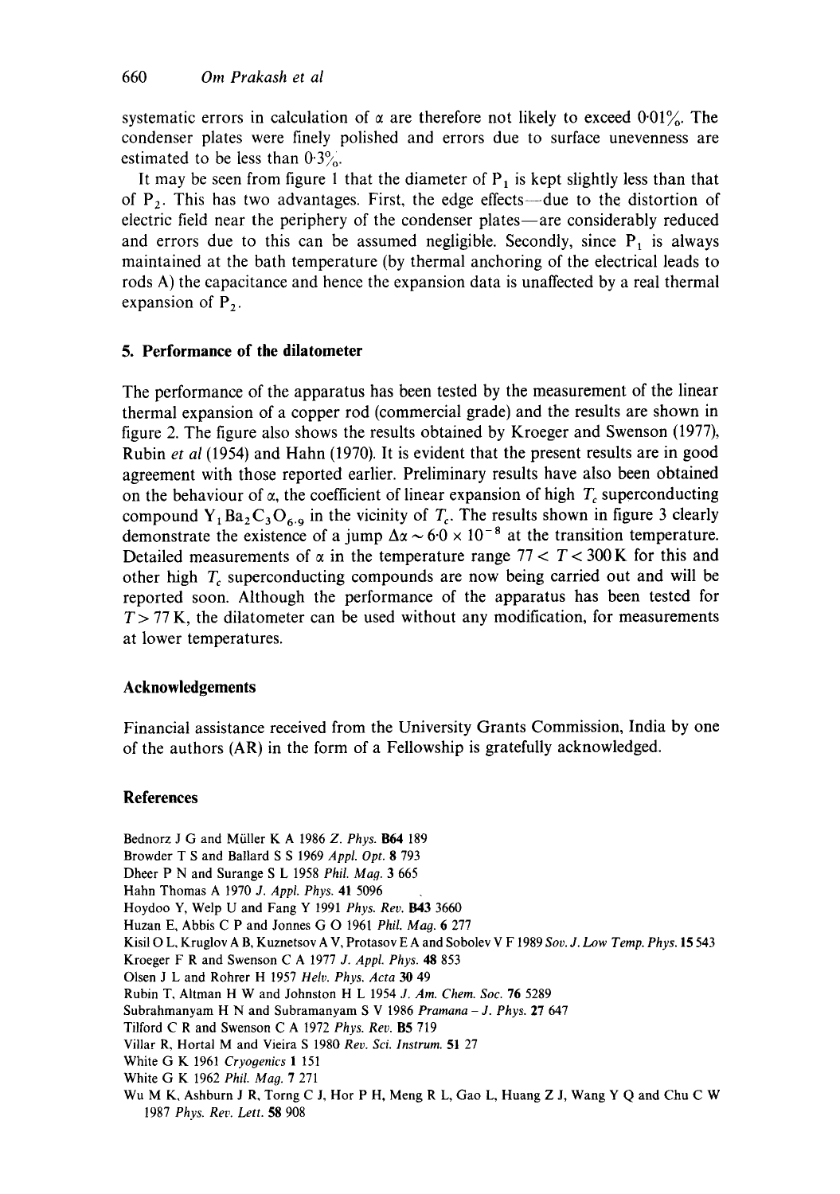systematic errors in calculation of $\alpha$ are therefore not likely to exceed 0·01%. The condenser plates were finely polished and errors due to surface unevenness are estimated to be less than 0·3%.

It may be seen from figure 1 that the diameter of $P_1$ is kept slightly less than that of $P_2$. This has two advantages. First, the edge effects—due to the distortion of electric field near the periphery of the condenser plates—are considerably reduced and errors due to this can be assumed negligible. Secondly, since $P_1$ is always maintained at the bath temperature (by thermal anchoring of the electrical leads to rods A) the capacitance and hence the expansion data is unaffected by a real thermal expansion of $P_2$.

## 5. Performance of the dilatometer

The performance of the apparatus has been tested by the measurement of the linear thermal expansion of a copper rod (commercial grade) and the results are shown in figure 2. The figure also shows the results obtained by Kroeger and Swenson (1977), Rubin *et al* (1954) and Hahn (1970). It is evident that the present results are in good agreement with those reported earlier. Preliminary results have also been obtained on the behaviour of $\alpha$, the coefficient of linear expansion of high $T_c$ superconducting compound $Y_1Ba_2C_3O_{6\cdot 9}$ in the vicinity of $T_c$. The results shown in figure 3 clearly demonstrate the existence of a jump $\Delta\alpha \sim 6{\cdot}0 \times 10^{-8}$ at the transition temperature. Detailed measurements of $\alpha$ in the temperature range $77 < T < 300\,\mathrm{K}$ for this and other high $T_c$ superconducting compounds are now being carried out and will be reported soon. Although the performance of the apparatus has been tested for $T > 77\,\mathrm{K}$, the dilatometer can be used without any modification, for measurements at lower temperatures.

## Acknowledgements

Financial assistance received from the University Grants Commission, India by one of the authors (AR) in the form of a Fellowship is gratefully acknowledged.

## References

Bednorz J G and Müller K A 1986 *Z. Phys.* **B64** 189

Browder T S and Ballard S S 1969 *Appl. Opt.* **8** 793

Dheer P N and Surange S L 1958 *Phil. Mag.* **3** 665

Hahn Thomas A 1970 *J. Appl. Phys.* **41** 5096

Hoydoo Y, Welp U and Fang Y 1991 *Phys. Rev.* **B43** 3660

Huzan E, Abbis C P and Jonnes G O 1961 *Phil. Mag.* **6** 277

Kisil O L, Kruglov A B, Kuznetsov A V, Protasov E A and Sobolev V F 1989 *Sov. J. Low Temp. Phys.* **15** 543

Kroeger F R and Swenson C A 1977 *J. Appl. Phys.* **48** 853

Olsen J L and Rohrer H 1957 *Helv. Phys. Acta* **30** 49

Rubin T, Altman H W and Johnston H L 1954 *J. Am. Chem. Soc.* **76** 5289

Subrahmanyam H N and Subramanyam S V 1986 *Pramana – J. Phys.* **27** 647

Tilford C R and Swenson C A 1972 *Phys. Rev.* **B5** 719

Villar R, Hortal M and Vieira S 1980 *Rev. Sci. Instrum.* **51** 27

White G K 1961 *Cryogenics* **1** 151

White G K 1962 *Phil. Mag.* **7** 271

Wu M K, Ashburn J R, Torng C J, Hor P H, Meng R L, Gao L, Huang Z J, Wang Y Q and Chu C W 1987 *Phys. Rev. Lett.* **58** 908